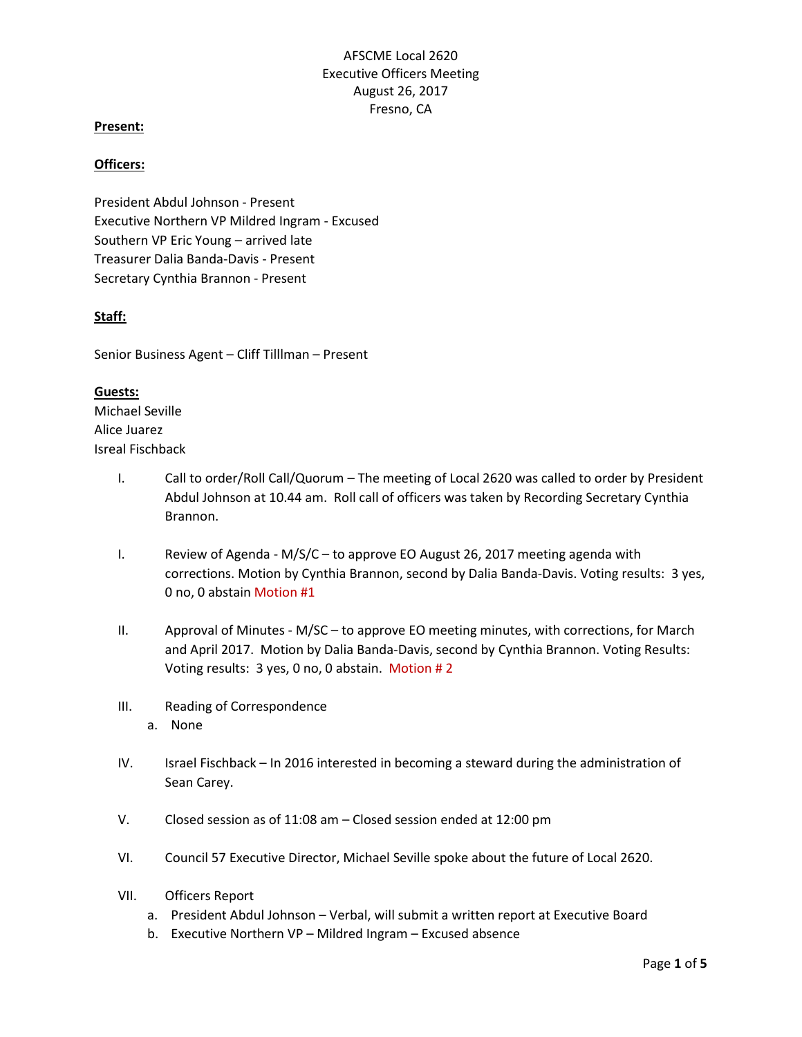AFSCME Local 2620
Executive Officers Meeting
August 26, 2017
Fresno, CA

**Present:**

**Officers:**

President Abdul Johnson - Present
Executive Northern VP Mildred Ingram - Excused
Southern VP Eric Young – arrived late
Treasurer Dalia Banda-Davis - Present
Secretary Cynthia Brannon - Present

**Staff:**

Senior Business Agent – Cliff Tilllman – Present

**Guests:**
Michael Seville
Alice Juarez
Isreal Fischback

I. Call to order/Roll Call/Quorum – The meeting of Local 2620 was called to order by President Abdul Johnson at 10.44 am. Roll call of officers was taken by Recording Secretary Cynthia Brannon.

I. Review of Agenda - M/S/C – to approve EO August 26, 2017 meeting agenda with corrections. Motion by Cynthia Brannon, second by Dalia Banda-Davis. Voting results: 3 yes, 0 no, 0 abstain Motion #1

II. Approval of Minutes - M/SC – to approve EO meeting minutes, with corrections, for March and April 2017. Motion by Dalia Banda-Davis, second by Cynthia Brannon. Voting Results: Voting results: 3 yes, 0 no, 0 abstain. Motion # 2

III. Reading of Correspondence
   a. None

IV. Israel Fischback – In 2016 interested in becoming a steward during the administration of Sean Carey.

V. Closed session as of 11:08 am – Closed session ended at 12:00 pm

VI. Council 57 Executive Director, Michael Seville spoke about the future of Local 2620.

VII. Officers Report
   a. President Abdul Johnson – Verbal, will submit a written report at Executive Board
   b. Executive Northern VP – Mildred Ingram – Excused absence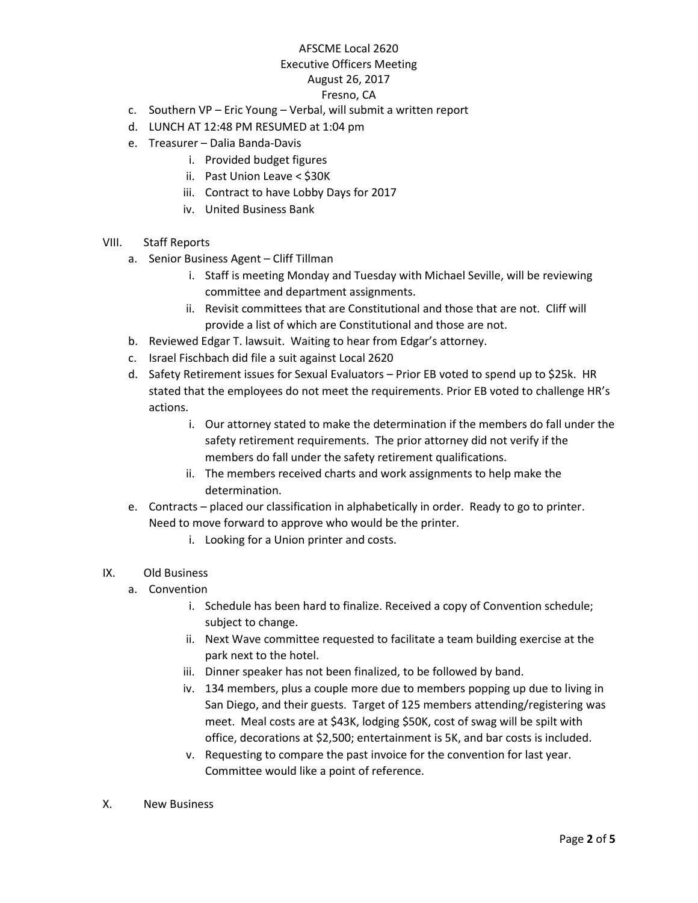AFSCME Local 2620
Executive Officers Meeting
August 26, 2017
Fresno, CA

c. Southern VP – Eric Young – Verbal, will submit a written report
d. LUNCH AT 12:48 PM RESUMED at 1:04 pm
e. Treasurer – Dalia Banda-Davis
    i. Provided budget figures
    ii. Past Union Leave < $30K
    iii. Contract to have Lobby Days for 2017
    iv. United Business Bank

VIII. Staff Reports

a. Senior Business Agent – Cliff Tillman
    i. Staff is meeting Monday and Tuesday with Michael Seville, will be reviewing committee and department assignments.
    ii. Revisit committees that are Constitutional and those that are not. Cliff will provide a list of which are Constitutional and those are not.
b. Reviewed Edgar T. lawsuit. Waiting to hear from Edgar's attorney.
c. Israel Fischbach did file a suit against Local 2620
d. Safety Retirement issues for Sexual Evaluators – Prior EB voted to spend up to $25k. HR stated that the employees do not meet the requirements. Prior EB voted to challenge HR's actions.
    i. Our attorney stated to make the determination if the members do fall under the safety retirement requirements. The prior attorney did not verify if the members do fall under the safety retirement qualifications.
    ii. The members received charts and work assignments to help make the determination.
e. Contracts – placed our classification in alphabetically in order. Ready to go to printer. Need to move forward to approve who would be the printer.
    i. Looking for a Union printer and costs.

IX. Old Business

a. Convention
    i. Schedule has been hard to finalize. Received a copy of Convention schedule; subject to change.
    ii. Next Wave committee requested to facilitate a team building exercise at the park next to the hotel.
    iii. Dinner speaker has not been finalized, to be followed by band.
    iv. 134 members, plus a couple more due to members popping up due to living in San Diego, and their guests. Target of 125 members attending/registering was meet. Meal costs are at $43K, lodging $50K, cost of swag will be spilt with office, decorations at $2,500; entertainment is 5K, and bar costs is included.
    v. Requesting to compare the past invoice for the convention for last year. Committee would like a point of reference.

X. New Business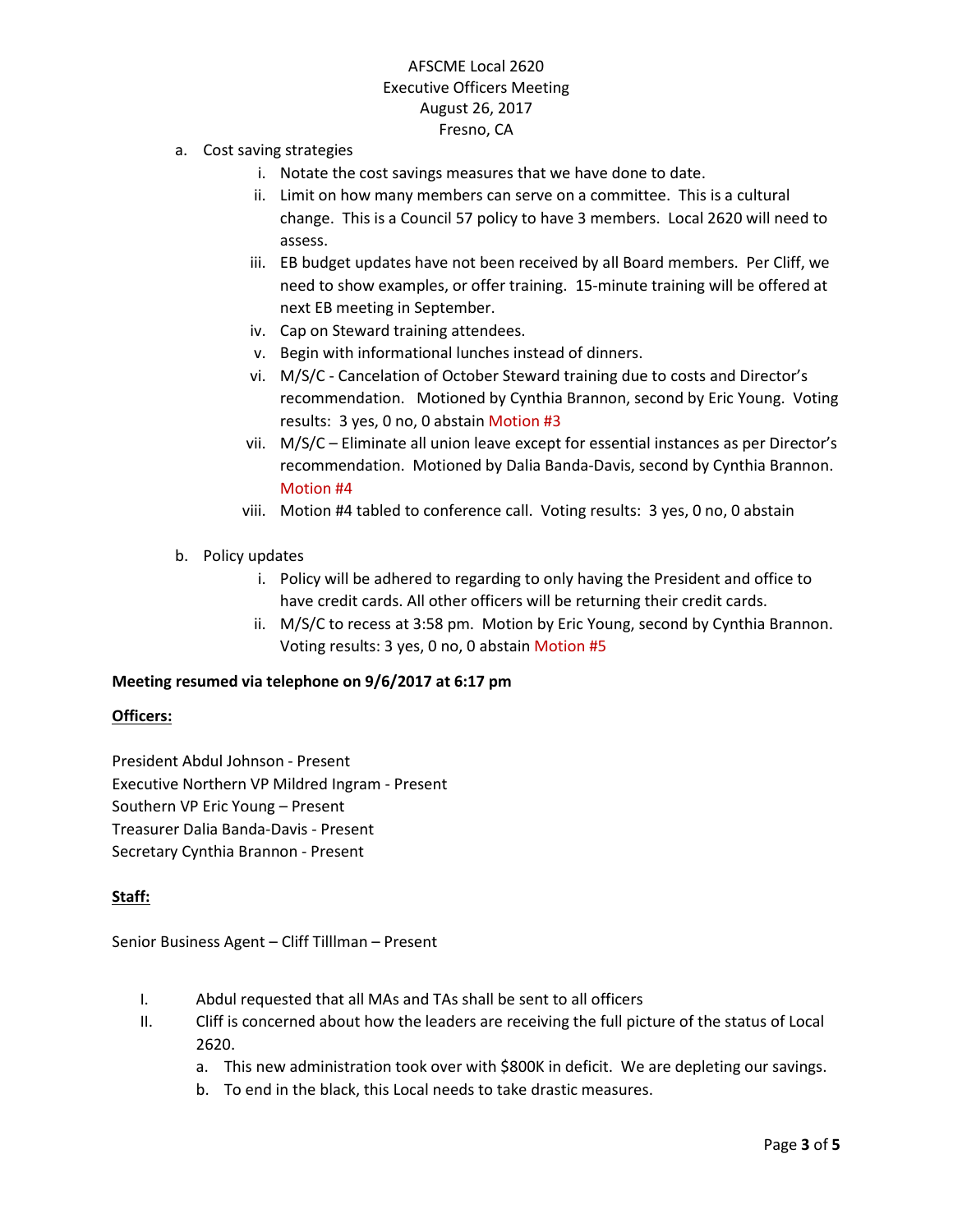AFSCME Local 2620
Executive Officers Meeting
August 26, 2017
Fresno, CA

a. Cost saving strategies
    i. Notate the cost savings measures that we have done to date.
    ii. Limit on how many members can serve on a committee. This is a cultural change. This is a Council 57 policy to have 3 members. Local 2620 will need to assess.
    iii. EB budget updates have not been received by all Board members. Per Cliff, we need to show examples, or offer training. 15-minute training will be offered at next EB meeting in September.
    iv. Cap on Steward training attendees.
    v. Begin with informational lunches instead of dinners.
    vi. M/S/C - Cancelation of October Steward training due to costs and Director's recommendation. Motioned by Cynthia Brannon, second by Eric Young. Voting results: 3 yes, 0 no, 0 abstain Motion #3
    vii. M/S/C – Eliminate all union leave except for essential instances as per Director's recommendation. Motioned by Dalia Banda-Davis, second by Cynthia Brannon. Motion #4
    viii. Motion #4 tabled to conference call. Voting results: 3 yes, 0 no, 0 abstain

b. Policy updates
    i. Policy will be adhered to regarding to only having the President and office to have credit cards. All other officers will be returning their credit cards.
    ii. M/S/C to recess at 3:58 pm. Motion by Eric Young, second by Cynthia Brannon. Voting results: 3 yes, 0 no, 0 abstain Motion #5

**Meeting resumed via telephone on 9/6/2017 at 6:17 pm**

**Officers:**

President Abdul Johnson - Present
Executive Northern VP Mildred Ingram - Present
Southern VP Eric Young – Present
Treasurer Dalia Banda-Davis - Present
Secretary Cynthia Brannon - Present

**Staff:**

Senior Business Agent – Cliff Tilllman – Present

I. Abdul requested that all MAs and TAs shall be sent to all officers
II. Cliff is concerned about how the leaders are receiving the full picture of the status of Local 2620.
    a. This new administration took over with $800K in deficit. We are depleting our savings.
    b. To end in the black, this Local needs to take drastic measures.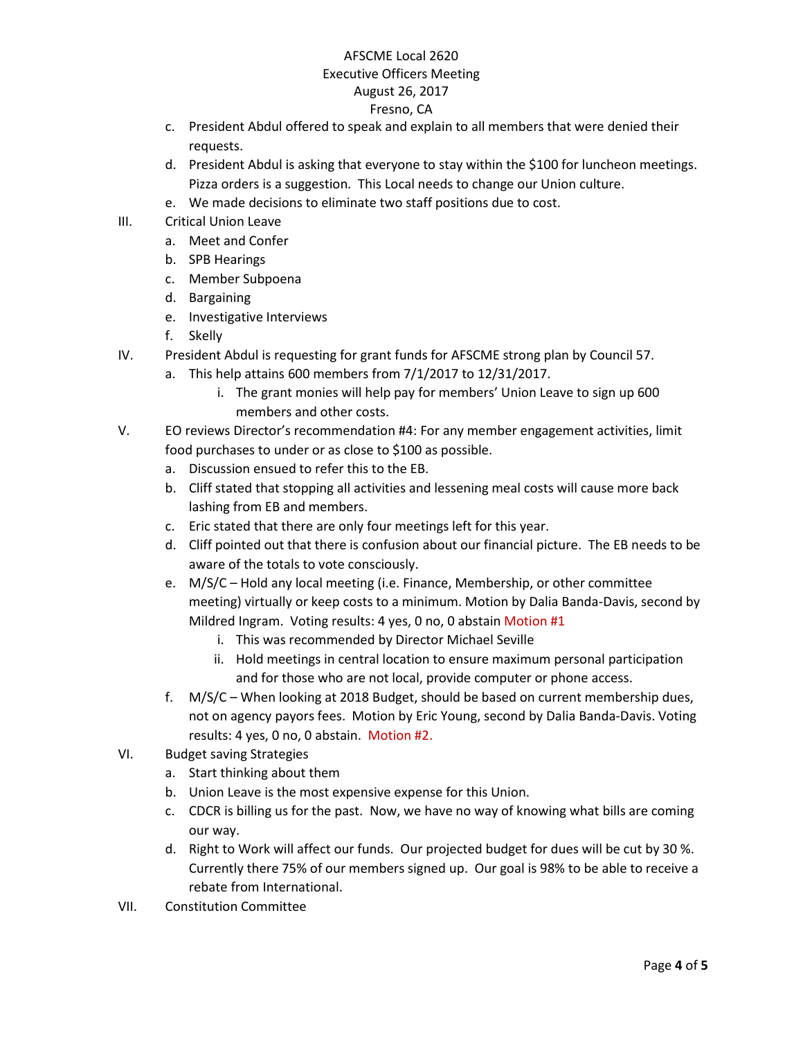c. President Abdul offered to speak and explain to all members that were denied their requests.
d. President Abdul is asking that everyone to stay within the $100 for luncheon meetings. Pizza orders is a suggestion. This Local needs to change our Union culture.
e. We made decisions to eliminate two staff positions due to cost.

III. Critical Union Leave
  a. Meet and Confer
  b. SPB Hearings
  c. Member Subpoena
  d. Bargaining
  e. Investigative Interviews
  f. Skelly

IV. President Abdul is requesting for grant funds for AFSCME strong plan by Council 57.
  a. This help attains 600 members from 7/1/2017 to 12/31/2017.
     i. The grant monies will help pay for members' Union Leave to sign up 600 members and other costs.

V. EO reviews Director's recommendation #4: For any member engagement activities, limit food purchases to under or as close to $100 as possible.
  a. Discussion ensued to refer this to the EB.
  b. Cliff stated that stopping all activities and lessening meal costs will cause more back lashing from EB and members.
  c. Eric stated that there are only four meetings left for this year.
  d. Cliff pointed out that there is confusion about our financial picture. The EB needs to be aware of the totals to vote consciously.
  e. M/S/C – Hold any local meeting (i.e. Finance, Membership, or other committee meeting) virtually or keep costs to a minimum. Motion by Dalia Banda-Davis, second by Mildred Ingram. Voting results: 4 yes, 0 no, 0 abstain Motion #1
     i. This was recommended by Director Michael Seville
     ii. Hold meetings in central location to ensure maximum personal participation and for those who are not local, provide computer or phone access.
  f. M/S/C – When looking at 2018 Budget, should be based on current membership dues, not on agency payors fees. Motion by Eric Young, second by Dalia Banda-Davis. Voting results: 4 yes, 0 no, 0 abstain. Motion #2.

VI. Budget saving Strategies
  a. Start thinking about them
  b. Union Leave is the most expensive expense for this Union.
  c. CDCR is billing us for the past. Now, we have no way of knowing what bills are coming our way.
  d. Right to Work will affect our funds. Our projected budget for dues will be cut by 30 %. Currently there 75% of our members signed up. Our goal is 98% to be able to receive a rebate from International.

VII. Constitution Committee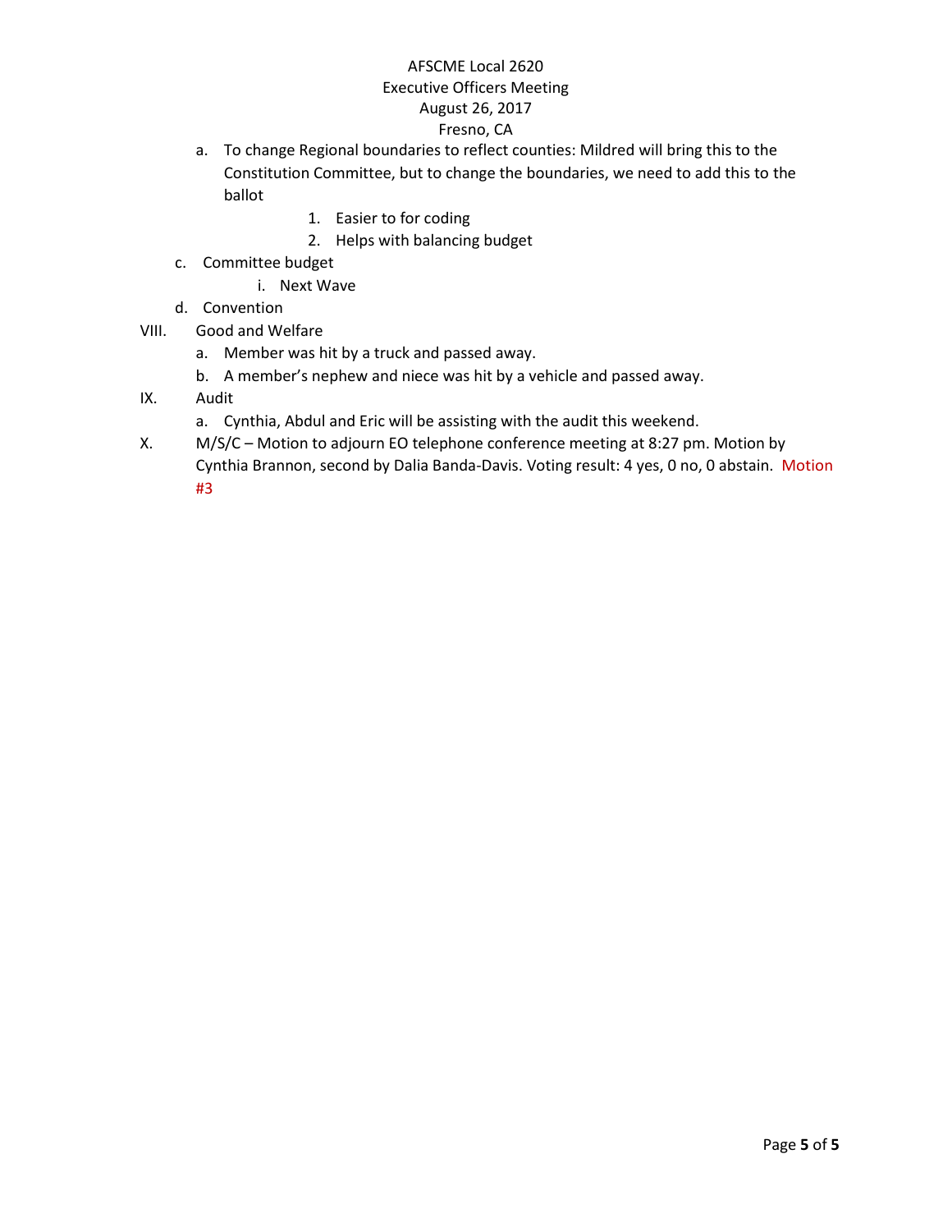AFSCME Local 2620
Executive Officers Meeting
August 26, 2017
Fresno, CA

   a. To change Regional boundaries to reflect counties: Mildred will bring this to the Constitution Committee, but to change the boundaries, we need to add this to the ballot
      1. Easier to for coding
      2. Helps with balancing budget
   c. Committee budget
      i. Next Wave
   d. Convention

VIII. Good and Welfare
   a. Member was hit by a truck and passed away.
   b. A member's nephew and niece was hit by a vehicle and passed away.

IX. Audit
   a. Cynthia, Abdul and Eric will be assisting with the audit this weekend.

X. M/S/C – Motion to adjourn EO telephone conference meeting at 8:27 pm. Motion by Cynthia Brannon, second by Dalia Banda-Davis. Voting result: 4 yes, 0 no, 0 abstain. Motion #3